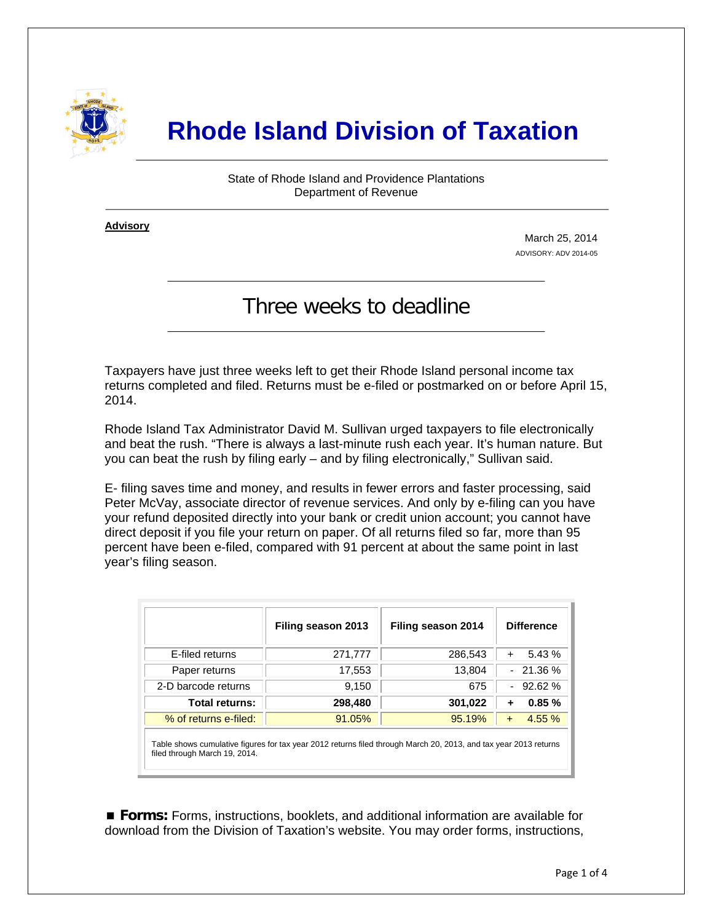# Rhode Island Division of Taxation

State of Rhode Island and Providence Plantations
Department of Revenue

**Advisory**

March 25, 2014
ADVISORY: ADV 2014-05

## Three weeks to deadline

Taxpayers have just three weeks left to get their Rhode Island personal income tax returns completed and filed. Returns must be e-filed or postmarked on or before April 15, 2014.

Rhode Island Tax Administrator David M. Sullivan urged taxpayers to file electronically and beat the rush. "There is always a last-minute rush each year. It's human nature. But you can beat the rush by filing early – and by filing electronically," Sullivan said.

E- filing saves time and money, and results in fewer errors and faster processing, said Peter McVay, associate director of revenue services. And only by e-filing can you have your refund deposited directly into your bank or credit union account; you cannot have direct deposit if you file your return on paper. Of all returns filed so far, more than 95 percent have been e-filed, compared with 91 percent at about the same point in last year's filing season.

| | Filing season 2013 | Filing season 2014 | Difference |
|---|---|---|---|
| E-filed returns | 271,777 | 286,543 | + 5.43 % |
| Paper returns | 17,553 | 13,804 | - 21.36 % |
| 2-D barcode returns | 9,150 | 675 | - 92.62 % |
| **Total returns:** | **298,480** | **301,022** | **+ 0.85 %** |
| % of returns e-filed: | 91.05% | 95.19% | + 4.55 % |

Table shows cumulative figures for tax year 2012 returns filed through March 20, 2013, and tax year 2013 returns filed through March 19, 2014.

■ **Forms:** Forms, instructions, booklets, and additional information are available for download from the Division of Taxation's website. You may order forms, instructions,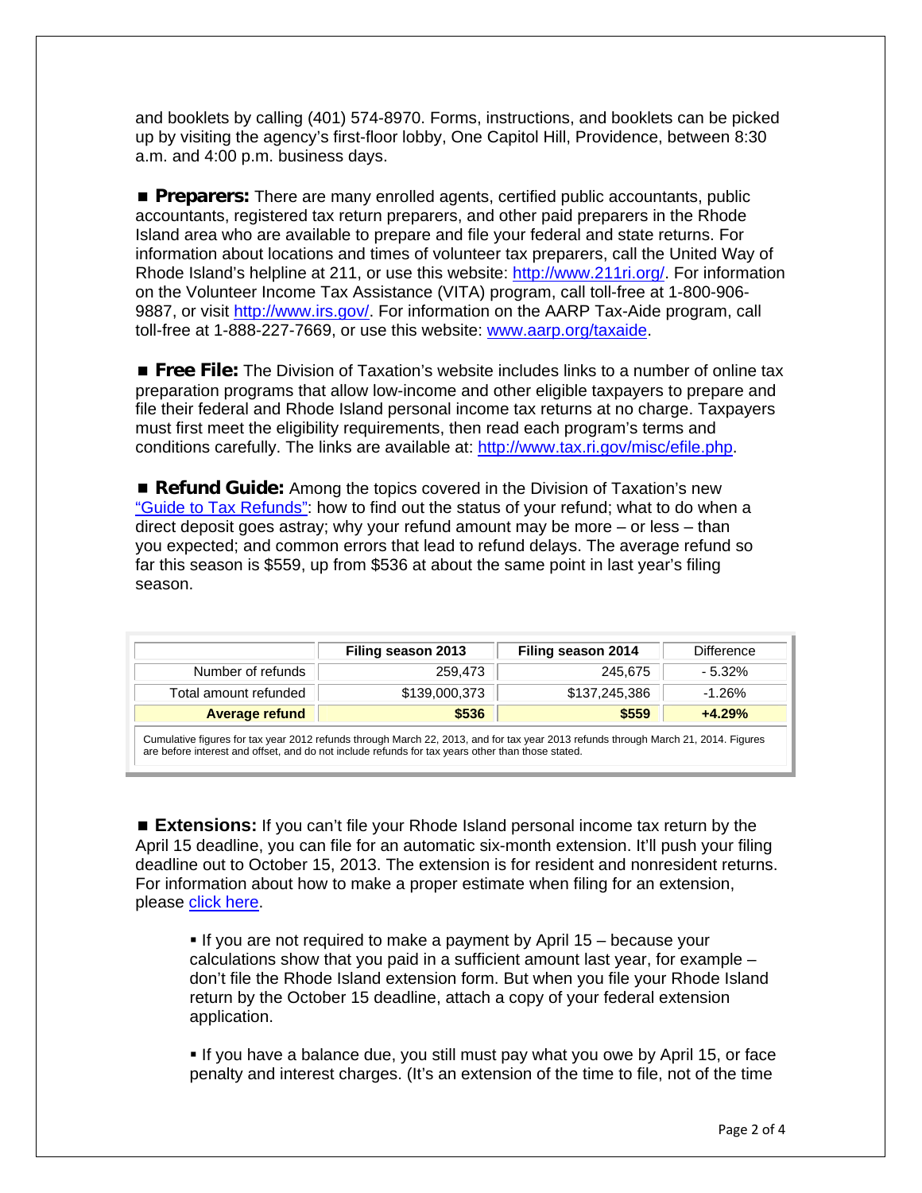and booklets by calling (401) 574-8970. Forms, instructions, and booklets can be picked up by visiting the agency's first-floor lobby, One Capitol Hill, Providence, between 8:30 a.m. and 4:00 p.m. business days.

■ **Preparers:** There are many enrolled agents, certified public accountants, public accountants, registered tax return preparers, and other paid preparers in the Rhode Island area who are available to prepare and file your federal and state returns. For information about locations and times of volunteer tax preparers, call the United Way of Rhode Island's helpline at 211, or use this website: http://www.211ri.org/. For information on the Volunteer Income Tax Assistance (VITA) program, call toll-free at 1-800-906-9887, or visit http://www.irs.gov/. For information on the AARP Tax-Aide program, call toll-free at 1-888-227-7669, or use this website: www.aarp.org/taxaide.

■ **Free File:** The Division of Taxation's website includes links to a number of online tax preparation programs that allow low-income and other eligible taxpayers to prepare and file their federal and Rhode Island personal income tax returns at no charge. Taxpayers must first meet the eligibility requirements, then read each program's terms and conditions carefully. The links are available at: http://www.tax.ri.gov/misc/efile.php.

■ **Refund Guide:** Among the topics covered in the Division of Taxation's new "Guide to Tax Refunds": how to find out the status of your refund; what to do when a direct deposit goes astray; why your refund amount may be more – or less – than you expected; and common errors that lead to refund delays. The average refund so far this season is $559, up from $536 at about the same point in last year's filing season.

| | Filing season 2013 | Filing season 2014 | Difference |
|---|---|---|---|
| Number of refunds | 259,473 | 245,675 | - 5.32% |
| Total amount refunded | $139,000,373 | $137,245,386 | -1.26% |
| **Average refund** | **$536** | **$559** | **+4.29%** |

Cumulative figures for tax year 2012 refunds through March 22, 2013, and for tax year 2013 refunds through March 21, 2014. Figures are before interest and offset, and do not include refunds for tax years other than those stated.

■ **Extensions:** If you can't file your Rhode Island personal income tax return by the April 15 deadline, you can file for an automatic six-month extension. It'll push your filing deadline out to October 15, 2013. The extension is for resident and nonresident returns. For information about how to make a proper estimate when filing for an extension, please click here.

- If you are not required to make a payment by April 15 – because your calculations show that you paid in a sufficient amount last year, for example – don't file the Rhode Island extension form. But when you file your Rhode Island return by the October 15 deadline, attach a copy of your federal extension application.

- If you have a balance due, you still must pay what you owe by April 15, or face penalty and interest charges. (It's an extension of the time to file, not of the time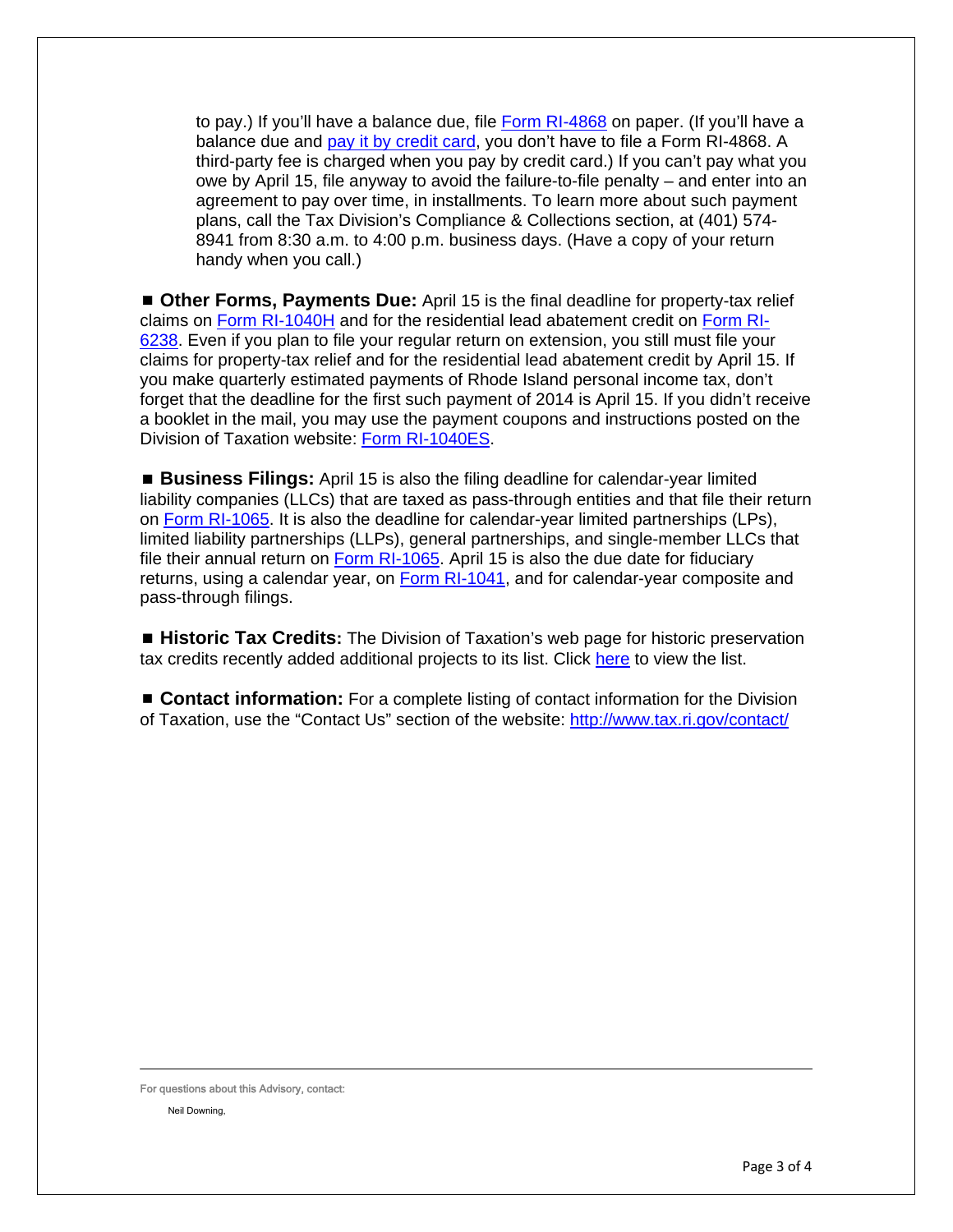to pay.) If you'll have a balance due, file [Form RI-4868]() on paper. (If you'll have a balance due and [pay it by credit card](), you don't have to file a Form RI-4868. A third-party fee is charged when you pay by credit card.) If you can't pay what you owe by April 15, file anyway to avoid the failure-to-file penalty – and enter into an agreement to pay over time, in installments. To learn more about such payment plans, call the Tax Division's Compliance & Collections section, at (401) 574-8941 from 8:30 a.m. to 4:00 p.m. business days. (Have a copy of your return handy when you call.)

■ **Other Forms, Payments Due:** April 15 is the final deadline for property-tax relief claims on Form RI-1040H and for the residential lead abatement credit on Form RI-6238. Even if you plan to file your regular return on extension, you still must file your claims for property-tax relief and for the residential lead abatement credit by April 15. If you make quarterly estimated payments of Rhode Island personal income tax, don't forget that the deadline for the first such payment of 2014 is April 15. If you didn't receive a booklet in the mail, you may use the payment coupons and instructions posted on the Division of Taxation website: Form RI-1040ES.

■ **Business Filings:** April 15 is also the filing deadline for calendar-year limited liability companies (LLCs) that are taxed as pass-through entities and that file their return on Form RI-1065. It is also the deadline for calendar-year limited partnerships (LPs), limited liability partnerships (LLPs), general partnerships, and single-member LLCs that file their annual return on Form RI-1065. April 15 is also the due date for fiduciary returns, using a calendar year, on Form RI-1041, and for calendar-year composite and pass-through filings.

■ **Historic Tax Credits:** The Division of Taxation's web page for historic preservation tax credits recently added additional projects to its list. Click here to view the list.

■ **Contact information:** For a complete listing of contact information for the Division of Taxation, use the "Contact Us" section of the website: http://www.tax.ri.gov/contact/

---

For questions about this Advisory, contact:

Neil Downing,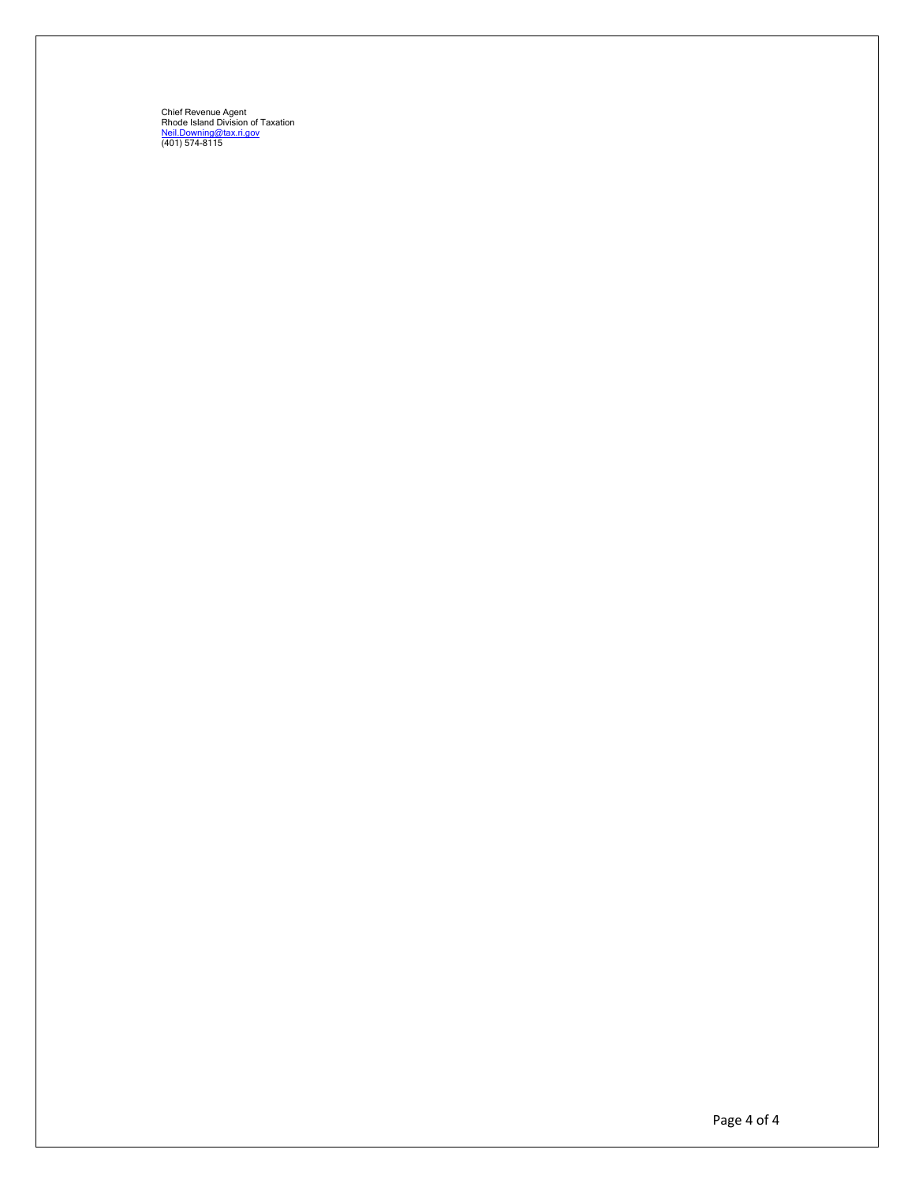Chief Revenue Agent
Rhode Island Division of Taxation
[Neil.Downing@tax.ri.gov](mailto:Neil.Downing@tax.ri.gov)
(401) 574-8115